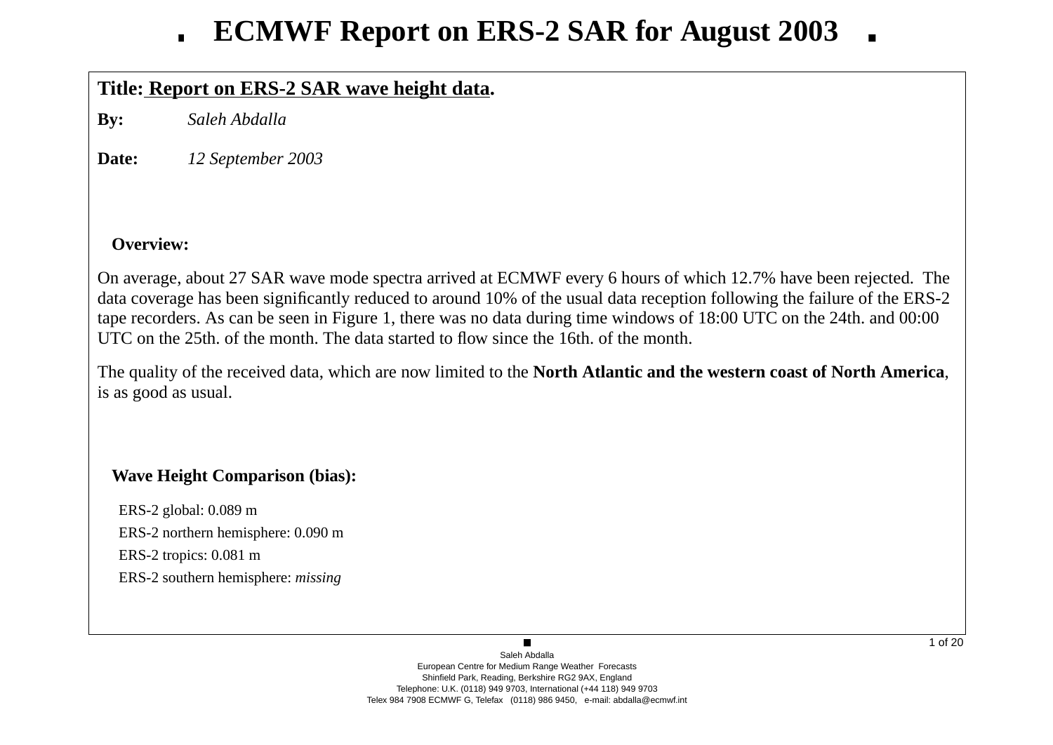# ECMWF Report on ERS-2 SAR for August 2003

**Title: Report on ERS-2 SAR wave height data.**

**By:** *Saleh Abdalla*

**Date:** *12 September 2003*

## Overview:

On average, about 27 SAR wave mode spectra arrived at ECMWF every 6 hours of which 12.7% have been rejected. The data coverage has been significantly reduced to around 10% of the usual data reception following the failure of the ERS-2 tape recorders. As can be seen in Figure 1, there was no data during time windows of 18:00 UTC on the 24th. and 00:00 UTC on the 25th. of the month. The data started to flow since the 16th. of the month.

The quality of the received data, which are now limited to the **North Atlantic and the western coast of North America**, is as good as usual.

## Wave Height Comparison (bias):

ERS-2 global: 0.089 m

ERS-2 northern hemisphere: 0.090 m

ERS-2 tropics: 0.081 m

ERS-2 southern hemisphere: *missing*

Saleh Abdalla
European Centre for Medium Range Weather Forecasts
Shinfield Park, Reading, Berkshire RG2 9AX, England
Telephone: U.K. (0118) 949 9703, International (+44 118) 949 9703
Telex 984 7908 ECMWF G, Telefax (0118) 986 9450, e-mail: abdalla@ecmwf.int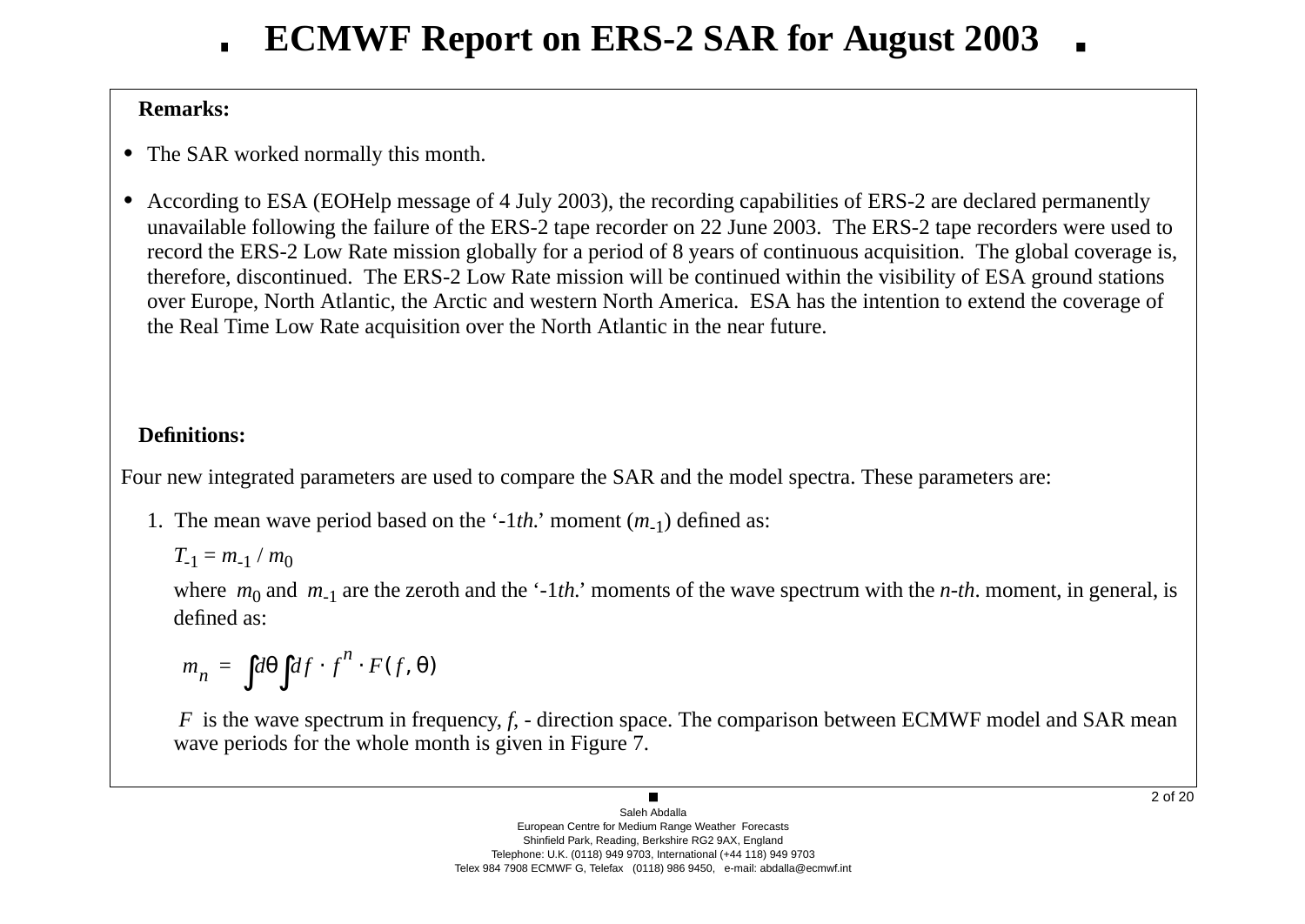Remarks:

- The SAR worked normally this month.
- According to ESA (EOHelp message of 4 July 2003), the recording capabilities of ERS-2 are declared permanently unavailable following the failure of the ERS-2 tape recorder on 22 June 2003. The ERS-2 tape recorders were used to record the ERS-2 Low Rate mission globally for a period of 8 years of continuous acquisition. The global coverage is, therefore, discontinued. The ERS-2 Low Rate mission will be continued within the visibility of ESA ground stations over Europe, North Atlantic, the Arctic and western North America. ESA has the intention to extend the coverage of the Real Time Low Rate acquisition over the North Atlantic in the near future.

**Definitions:**

Four new integrated parameters are used to compare the SAR and the model spectra. These parameters are:

1. The mean wave period based on the '-1*th.*' moment ($m_{-1}$) defined as:

   $T_{-1} = m_{-1} / m_0$

   where $m_0$ and $m_{-1}$ are the zeroth and the '-1*th.*' moments of the wave spectrum with the *n-th*. moment, in general, is defined as:

   $$m_n = \int d\theta \int df \cdot f^n \cdot F(f, \theta)$$

   $F$ is the wave spectrum in frequency, $f$, - direction space. The comparison between ECMWF model and SAR mean wave periods for the whole month is given in Figure 7.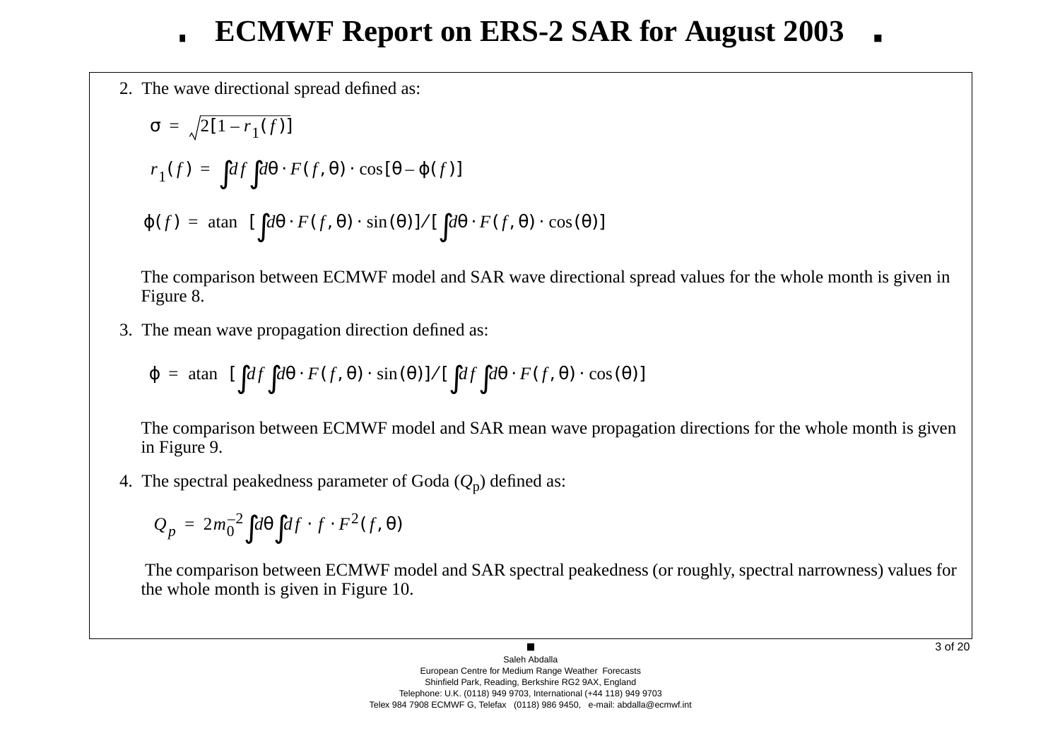2. The wave directional spread defined as:

$$\sigma = \sqrt{2[1 - r_1(f)]}$$

$$r_1(f) = \int df \int d\theta \cdot F(f, \theta) \cdot \cos[\theta - \phi(f)]$$

$$\phi(f) = \operatorname{atan} \left[\int d\theta \cdot F(f, \theta) \cdot \sin(\theta)\right] / \left[\int d\theta \cdot F(f, \theta) \cdot \cos(\theta)\right]$$

The comparison between ECMWF model and SAR wave directional spread values for the whole month is given in Figure 8.

3. The mean wave propagation direction defined as:

$$\phi = \operatorname{atan} \left[\int df \int d\theta \cdot F(f, \theta) \cdot \sin(\theta)\right] / \left[\int df \int d\theta \cdot F(f, \theta) \cdot \cos(\theta)\right]$$

The comparison between ECMWF model and SAR mean wave propagation directions for the whole month is given in Figure 9.

4. The spectral peakedness parameter of Goda ($Q_p$) defined as:

$$Q_p = 2m_0^{-2} \int d\theta \int df \cdot f \cdot F^2(f, \theta)$$

The comparison between ECMWF model and SAR spectral peakedness (or roughly, spectral narrowness) values for the whole month is given in Figure 10.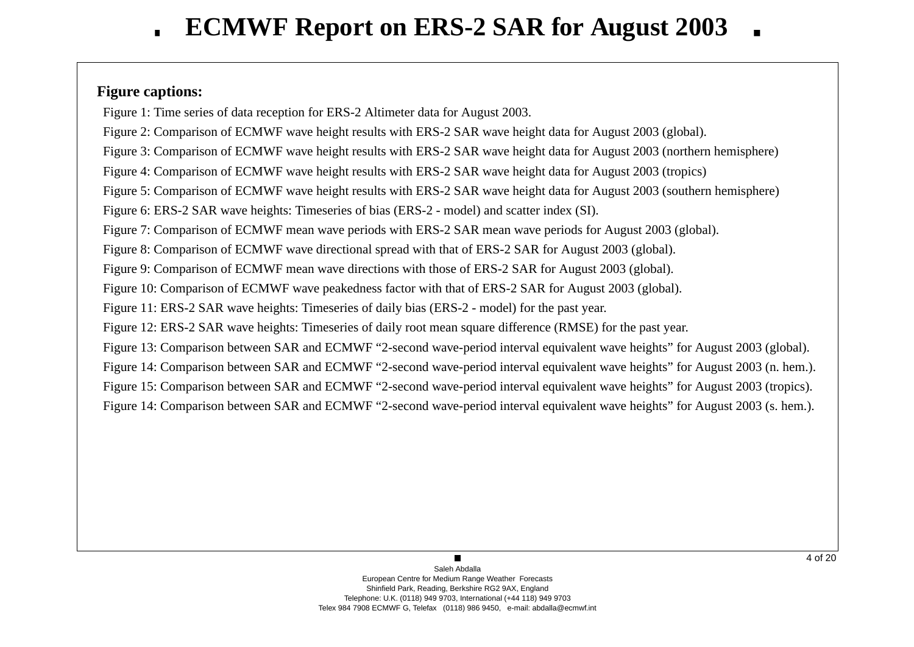# ECMWF Report on ERS-2 SAR for August 2003

**Figure captions:**

Figure 1: Time series of data reception for ERS-2 Altimeter data for August 2003.

Figure 2: Comparison of ECMWF wave height results with ERS-2 SAR wave height data for August 2003 (global).

Figure 3: Comparison of ECMWF wave height results with ERS-2 SAR wave height data for August 2003 (northern hemisphere)

Figure 4: Comparison of ECMWF wave height results with ERS-2 SAR wave height data for August 2003 (tropics)

Figure 5: Comparison of ECMWF wave height results with ERS-2 SAR wave height data for August 2003 (southern hemisphere)

Figure 6: ERS-2 SAR wave heights: Timeseries of bias (ERS-2 - model) and scatter index (SI).

Figure 7: Comparison of ECMWF mean wave periods with ERS-2 SAR mean wave periods for August 2003 (global).

Figure 8: Comparison of ECMWF wave directional spread with that of ERS-2 SAR for August 2003 (global).

Figure 9: Comparison of ECMWF mean wave directions with those of ERS-2 SAR for August 2003 (global).

Figure 10: Comparison of ECMWF wave peakedness factor with that of ERS-2 SAR for August 2003 (global).

Figure 11: ERS-2 SAR wave heights: Timeseries of daily bias (ERS-2 - model) for the past year.

Figure 12: ERS-2 SAR wave heights: Timeseries of daily root mean square difference (RMSE) for the past year.

Figure 13: Comparison between SAR and ECMWF “2-second wave-period interval equivalent wave heights” for August 2003 (global).

Figure 14: Comparison between SAR and ECMWF “2-second wave-period interval equivalent wave heights” for August 2003 (n. hem.).

Figure 15: Comparison between SAR and ECMWF “2-second wave-period interval equivalent wave heights” for August 2003 (tropics).

Figure 14: Comparison between SAR and ECMWF “2-second wave-period interval equivalent wave heights” for August 2003 (s. hem.).

Saleh Abdalla
European Centre for Medium Range Weather Forecasts
Shinfield Park, Reading, Berkshire RG2 9AX, England
Telephone: U.K. (0118) 949 9703, International (+44 118) 949 9703
Telex 984 7908 ECMWF G, Telefax (0118) 986 9450, e-mail: abdalla@ecmwf.int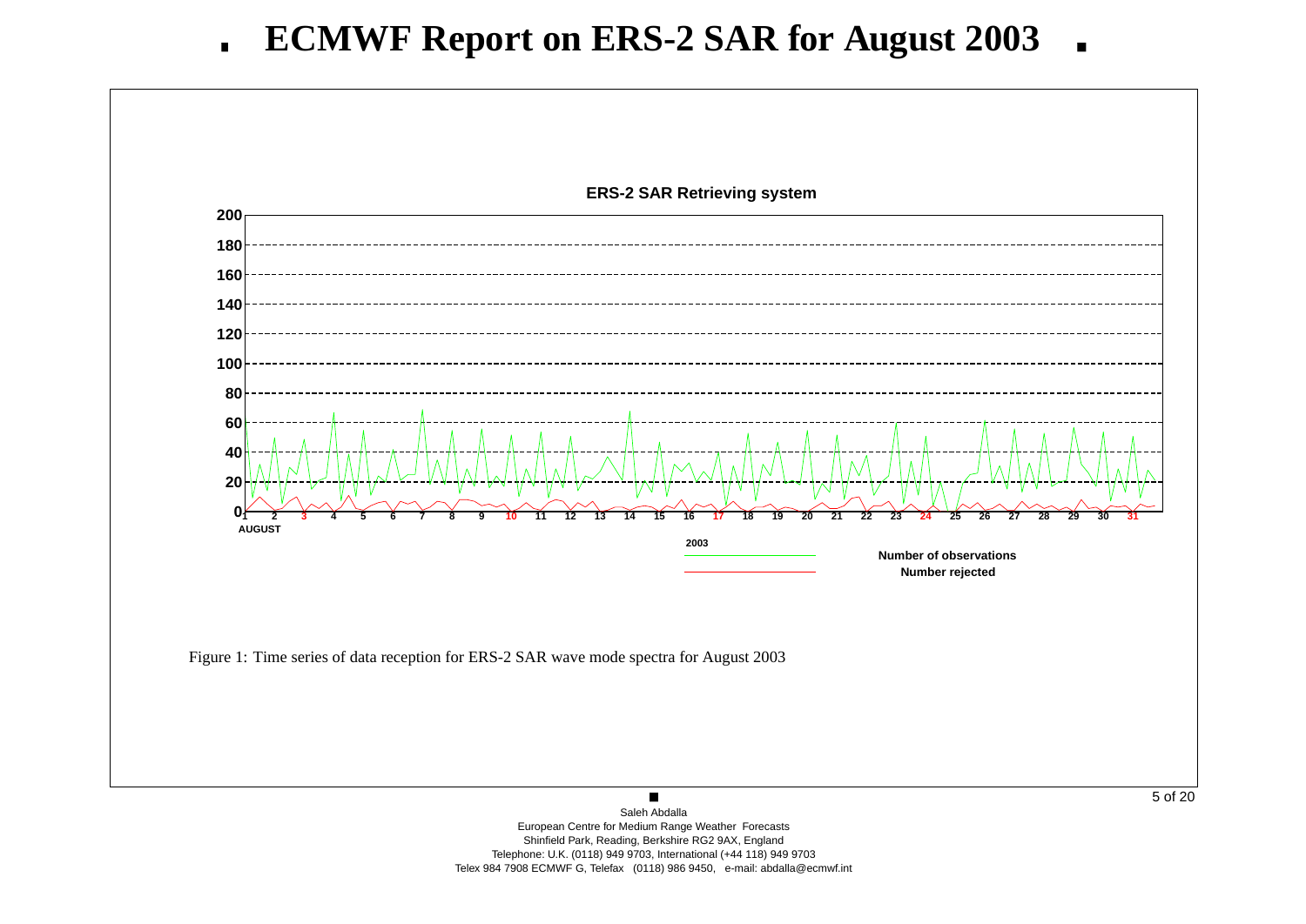# ECMWF Report on ERS-2 SAR for August 2003

ERS-2 SAR Retrieving system

Figure 1: Time series of data reception for ERS-2 SAR wave mode spectra for August 2003

Saleh Abdalla
European Centre for Medium Range Weather Forecasts
Shinfield Park, Reading, Berkshire RG2 9AX, England
Telephone: U.K. (0118) 949 9703, International (+44 118) 949 9703
Telex 984 7908 ECMWF G, Telefax (0118) 986 9450, e-mail: abdalla@ecmwf.int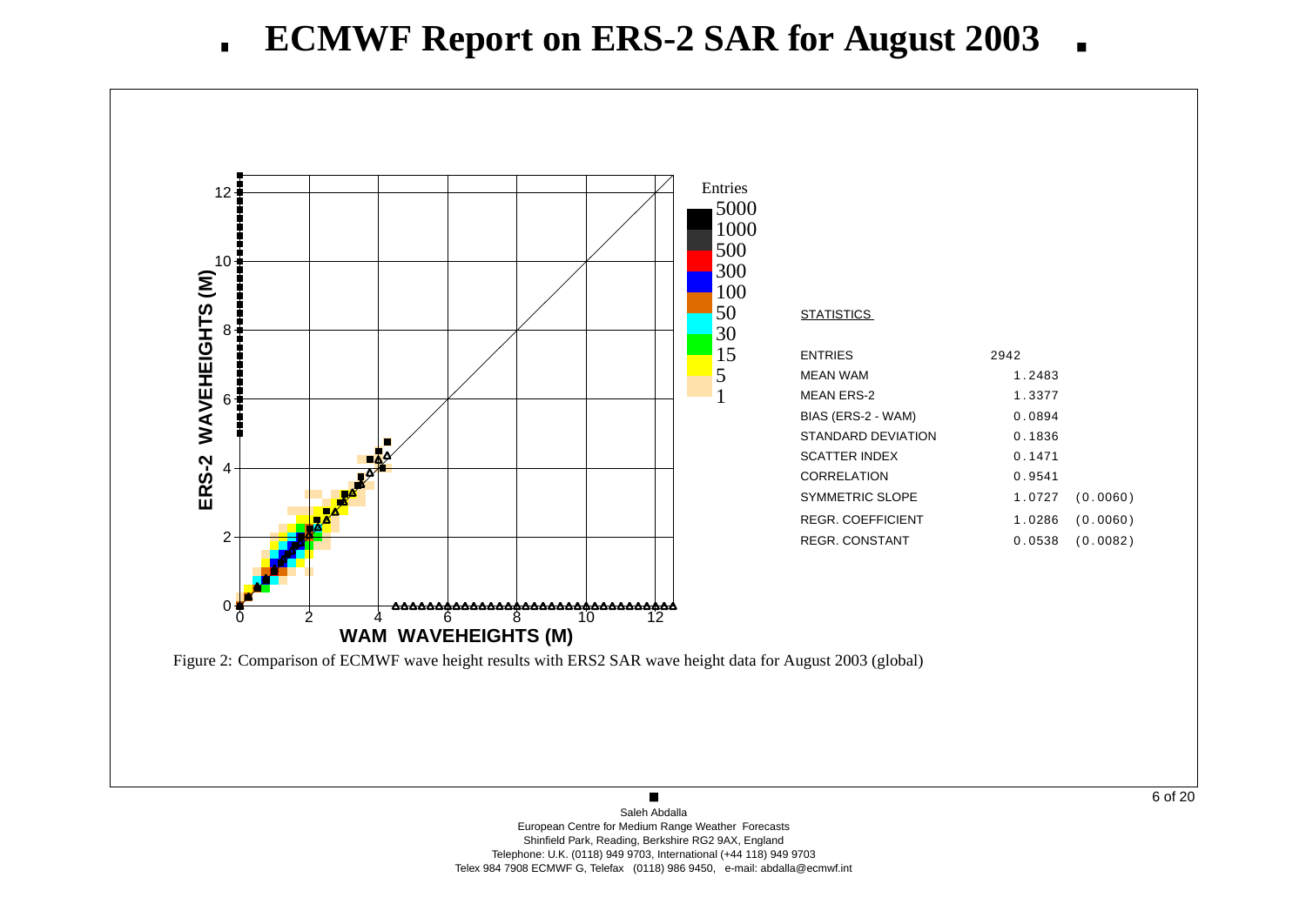# ECMWF Report on ERS-2 SAR for August 2003

**STATISTICS**

| | | |
|---|---|---|
| ENTRIES | 2942 | |
| MEAN WAM | 1.2483 | |
| MEAN ERS-2 | 1.3377 | |
| BIAS (ERS-2 - WAM) | 0.0894 | |
| STANDARD DEVIATION | 0.1836 | |
| SCATTER INDEX | 0.1471 | |
| CORRELATION | 0.9541 | |
| SYMMETRIC SLOPE | 1.0727 | (0.0060) |
| REGR. COEFFICIENT | 1.0286 | (0.0060) |
| REGR. CONSTANT | 0.0538 | (0.0082) |

Figure 2: Comparison of ECMWF wave height results with ERS2 SAR wave height data for August 2003 (global)

Saleh Abdalla
European Centre for Medium Range Weather Forecasts
Shinfield Park, Reading, Berkshire RG2 9AX, England
Telephone: U.K. (0118) 949 9703, International (+44 118) 949 9703
Telex 984 7908 ECMWF G, Telefax (0118) 986 9450, e-mail: abdalla@ecmwf.int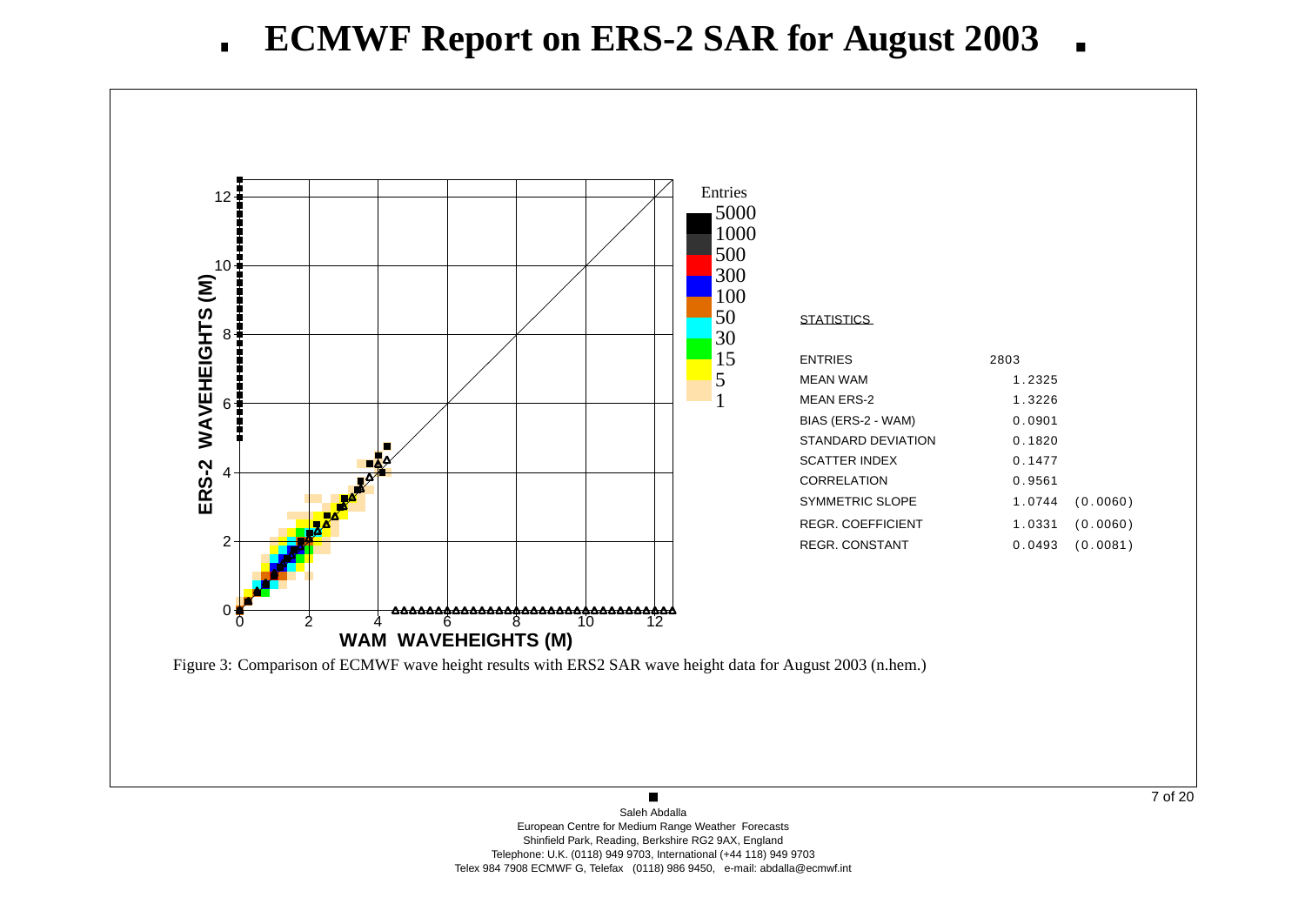# ECMWF Report on ERS-2 SAR for August 2003

STATISTICS

| | | |
|---|---|---|
| ENTRIES | 2803 | |
| MEAN WAM | 1.2325 | |
| MEAN ERS-2 | 1.3226 | |
| BIAS (ERS-2 - WAM) | 0.0901 | |
| STANDARD DEVIATION | 0.1820 | |
| SCATTER INDEX | 0.1477 | |
| CORRELATION | 0.9561 | |
| SYMMETRIC SLOPE | 1.0744 | (0.0060) |
| REGR. COEFFICIENT | 1.0331 | (0.0060) |
| REGR. CONSTANT | 0.0493 | (0.0081) |

Figure 3: Comparison of ECMWF wave height results with ERS2 SAR wave height data for August 2003 (n.hem.)

Saleh Abdalla
European Centre for Medium Range Weather Forecasts
Shinfield Park, Reading, Berkshire RG2 9AX, England
Telephone: U.K. (0118) 949 9703, International (+44 118) 949 9703
Telex 984 7908 ECMWF G, Telefax (0118) 986 9450, e-mail: abdalla@ecmwf.int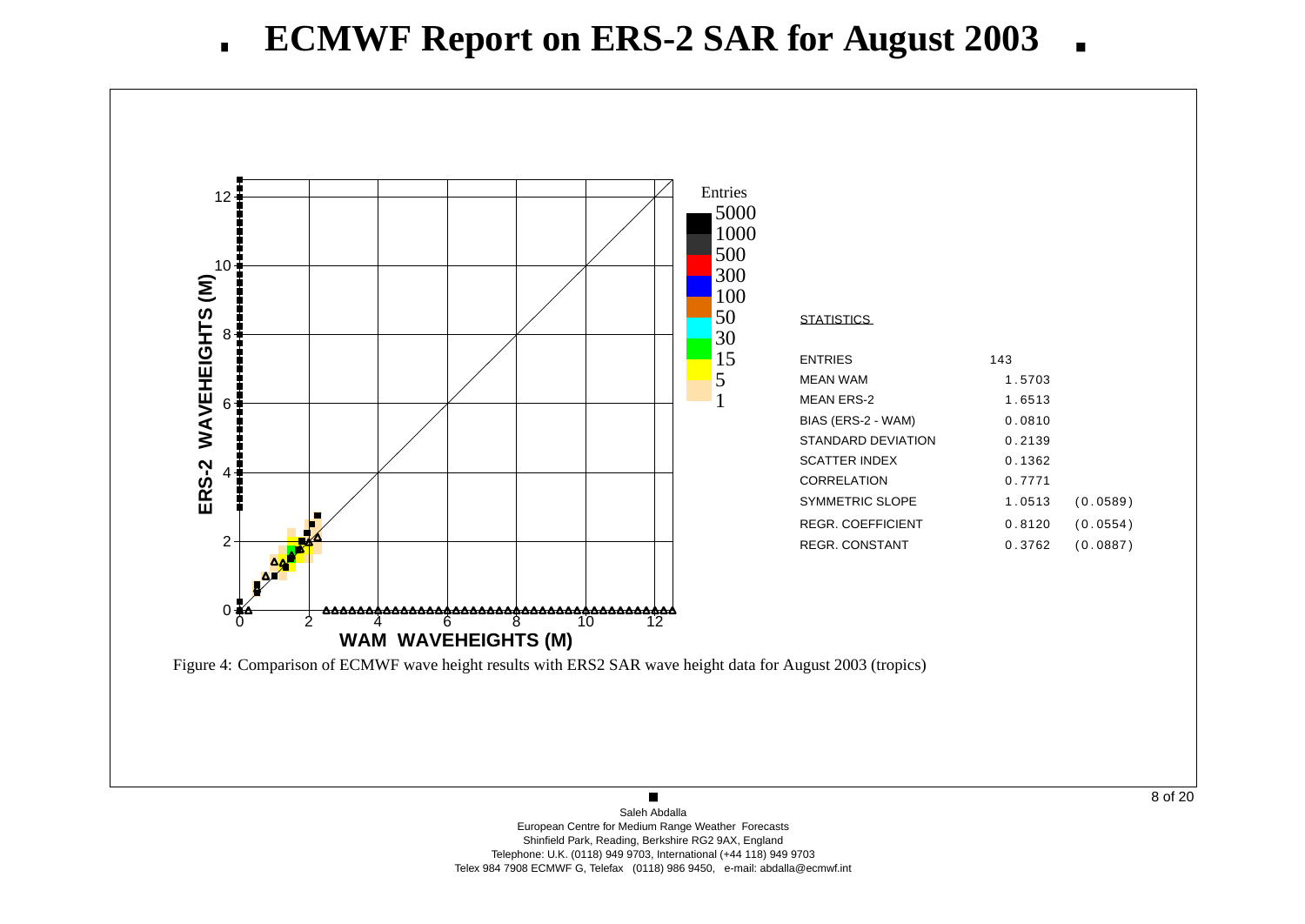# ECMWF Report on ERS-2 SAR for August 2003

**STATISTICS**

| | | |
|---|---|---|
| ENTRIES | 143 | |
| MEAN WAM | 1.5703 | |
| MEAN ERS-2 | 1.6513 | |
| BIAS (ERS-2 - WAM) | 0.0810 | |
| STANDARD DEVIATION | 0.2139 | |
| SCATTER INDEX | 0.1362 | |
| CORRELATION | 0.7771 | |
| SYMMETRIC SLOPE | 1.0513 | (0.0589) |
| REGR. COEFFICIENT | 0.8120 | (0.0554) |
| REGR. CONSTANT | 0.3762 | (0.0887) |

Figure 4: Comparison of ECMWF wave height results with ERS2 SAR wave height data for August 2003 (tropics)

Saleh Abdalla
European Centre for Medium Range Weather Forecasts
Shinfield Park, Reading, Berkshire RG2 9AX, England
Telephone: U.K. (0118) 949 9703, International (+44 118) 949 9703
Telex 984 7908 ECMWF G, Telefax (0118) 986 9450, e-mail: abdalla@ecmwf.int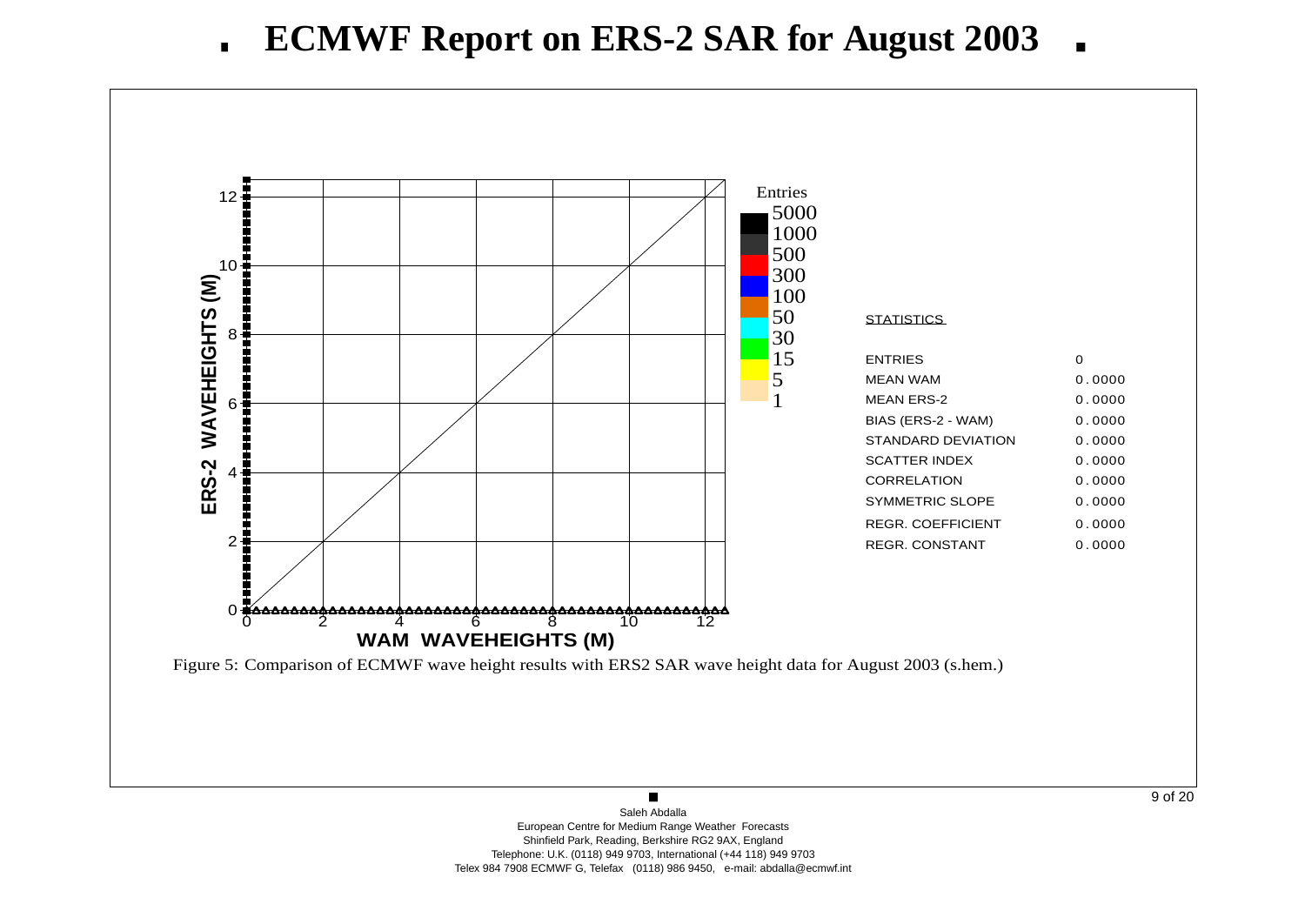# ECMWF Report on ERS-2 SAR for August 2003

| STATISTICS | |
|---|---|
| ENTRIES | 0 |
| MEAN WAM | 0.0000 |
| MEAN ERS-2 | 0.0000 |
| BIAS (ERS-2 - WAM) | 0.0000 |
| STANDARD DEVIATION | 0.0000 |
| SCATTER INDEX | 0.0000 |
| CORRELATION | 0.0000 |
| SYMMETRIC SLOPE | 0.0000 |
| REGR. COEFFICIENT | 0.0000 |
| REGR. CONSTANT | 0.0000 |

Figure 5: Comparison of ECMWF wave height results with ERS2 SAR wave height data for August 2003 (s.hem.)

Saleh Abdalla
European Centre for Medium Range Weather Forecasts
Shinfield Park, Reading, Berkshire RG2 9AX, England
Telephone: U.K. (0118) 949 9703, International (+44 118) 949 9703
Telex 984 7908 ECMWF G, Telefax (0118) 986 9450, e-mail: abdalla@ecmwf.int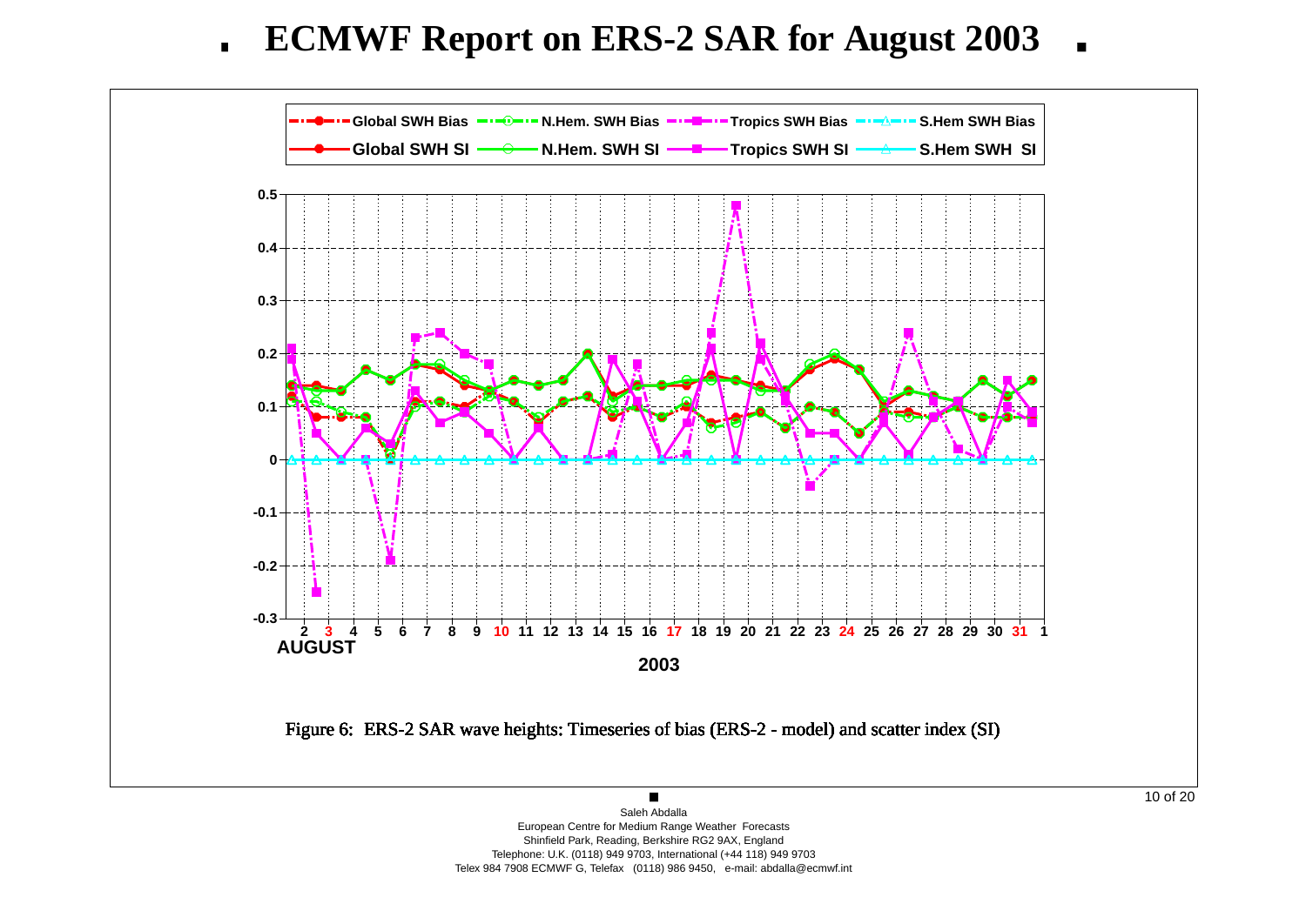# ECMWF Report on ERS-2 SAR for August 2003

Figure 6: ERS-2 SAR wave heights: Timeseries of bias (ERS-2 - model) and scatter index (SI)

Saleh Abdalla
European Centre for Medium Range Weather Forecasts
Shinfield Park, Reading, Berkshire RG2 9AX, England
Telephone: U.K. (0118) 949 9703, International (+44 118) 949 9703
Telex 984 7908 ECMWF G, Telefax (0118) 986 9450, e-mail: abdalla@ecmwf.int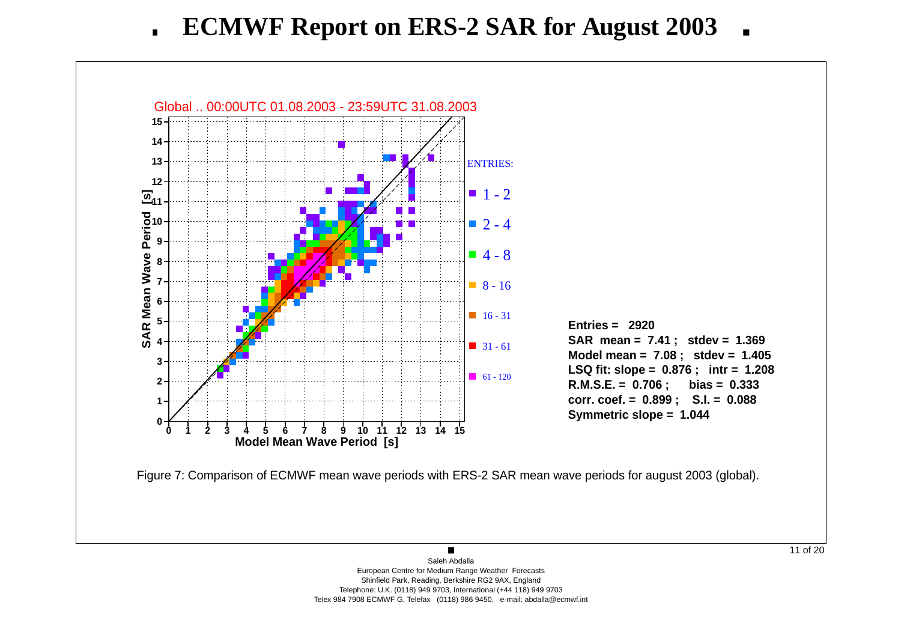# ECMWF Report on ERS-2 SAR for August 2003

Global .. 00:00UTC 01.08.2003 - 23:59UTC 31.08.2003

ENTRIES:

- 1 - 2
- 2 - 4
- 4 - 8
- 8 - 16
- 16 - 31
- 31 - 61
- 61 - 120

**Entries = 2920**
**SAR mean = 7.41 ; stdev = 1.369**
**Model mean = 7.08 ; stdev = 1.405**
**LSQ fit: slope = 0.876 ; intr = 1.208**
**R.M.S.E. = 0.706 ; bias = 0.333**
**corr. coef. = 0.899 ; S.I. = 0.088**
**Symmetric slope = 1.044**

Figure 7: Comparison of ECMWF mean wave periods with ERS-2 SAR mean wave periods for august 2003 (global).

Saleh Abdalla
European Centre for Medium Range Weather Forecasts
Shinfield Park, Reading, Berkshire RG2 9AX, England
Telephone: U.K. (0118) 949 9703, International (+44 118) 949 9703
Telex 984 7908 ECMWF G, Telefax (0118) 986 9450, e-mail: abdalla@ecmwf.int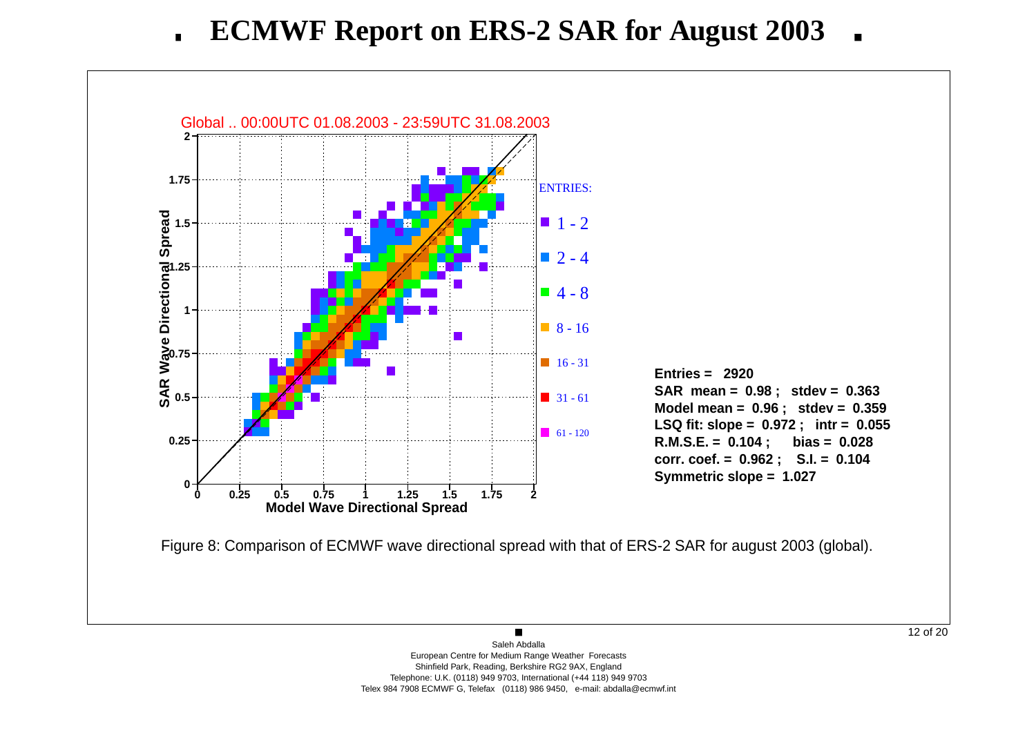# ECMWF Report on ERS-2 SAR for August 2003

Global .. 00:00UTC 01.08.2003 - 23:59UTC 31.08.2003

**Entries = 2920**
**SAR mean = 0.98 ; stdev = 0.363**
**Model mean = 0.96 ; stdev = 0.359**
**LSQ fit: slope = 0.972 ; intr = 0.055**
**R.M.S.E. = 0.104 ; bias = 0.028**
**corr. coef. = 0.962 ; S.I. = 0.104**
**Symmetric slope = 1.027**

Figure 8: Comparison of ECMWF wave directional spread with that of ERS-2 SAR for august 2003 (global).

Saleh Abdalla
European Centre for Medium Range Weather Forecasts
Shinfield Park, Reading, Berkshire RG2 9AX, England
Telephone: U.K. (0118) 949 9703, International (+44 118) 949 9703
Telex 984 7908 ECMWF G, Telefax (0118) 986 9450, e-mail: abdalla@ecmwf.int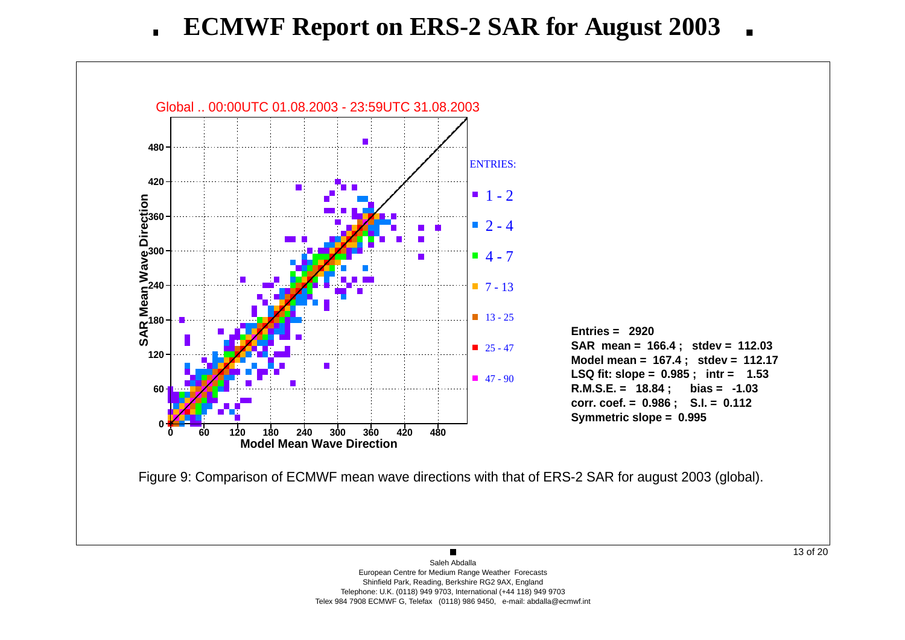# ECMWF Report on ERS-2 SAR for August 2003

Global .. 00:00UTC 01.08.2003 - 23:59UTC 31.08.2003

**Entries = 2920**
**SAR mean = 166.4 ; stdev = 112.03**
**Model mean = 167.4 ; stdev = 112.17**
**LSQ fit: slope = 0.985 ; intr = 1.53**
**R.M.S.E. = 18.84 ; bias = -1.03**
**corr. coef. = 0.986 ; S.I. = 0.112**
**Symmetric slope = 0.995**

Figure 9: Comparison of ECMWF mean wave directions with that of ERS-2 SAR for august 2003 (global).

Saleh Abdalla
European Centre for Medium Range Weather Forecasts
Shinfield Park, Reading, Berkshire RG2 9AX, England
Telephone: U.K. (0118) 949 9703, International (+44 118) 949 9703
Telex 984 7908 ECMWF G, Telefax (0118) 986 9450, e-mail: abdalla@ecmwf.int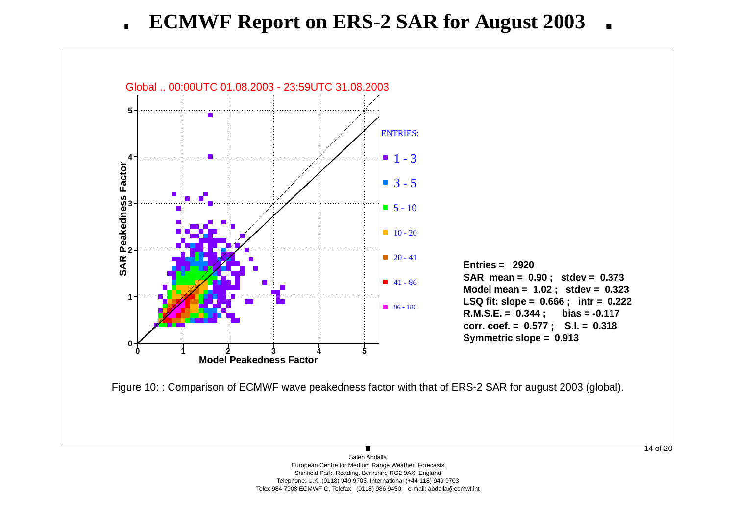# ECMWF Report on ERS-2 SAR for August 2003

Global .. 00:00UTC 01.08.2003 - 23:59UTC 31.08.2003

ENTRIES:

- 1 - 3
- 3 - 5
- 5 - 10
- 10 - 20
- 20 - 41
- 41 - 86
- 86 - 180

**Entries = 2920**
**SAR mean = 0.90 ; stdev = 0.373**
**Model mean = 1.02 ; stdev = 0.323**
**LSQ fit: slope = 0.666 ; intr = 0.222**
**R.M.S.E. = 0.344 ; bias = -0.117**
**corr. coef. = 0.577 ; S.I. = 0.318**
**Symmetric slope = 0.913**

Figure 10: : Comparison of ECMWF wave peakedness factor with that of ERS-2 SAR for august 2003 (global).

Saleh Abdalla
European Centre for Medium Range Weather Forecasts
Shinfield Park, Reading, Berkshire RG2 9AX, England
Telephone: U.K. (0118) 949 9703, International (+44 118) 949 9703
Telex 984 7908 ECMWF G, Telefax (0118) 986 9450, e-mail: abdalla@ecmwf.int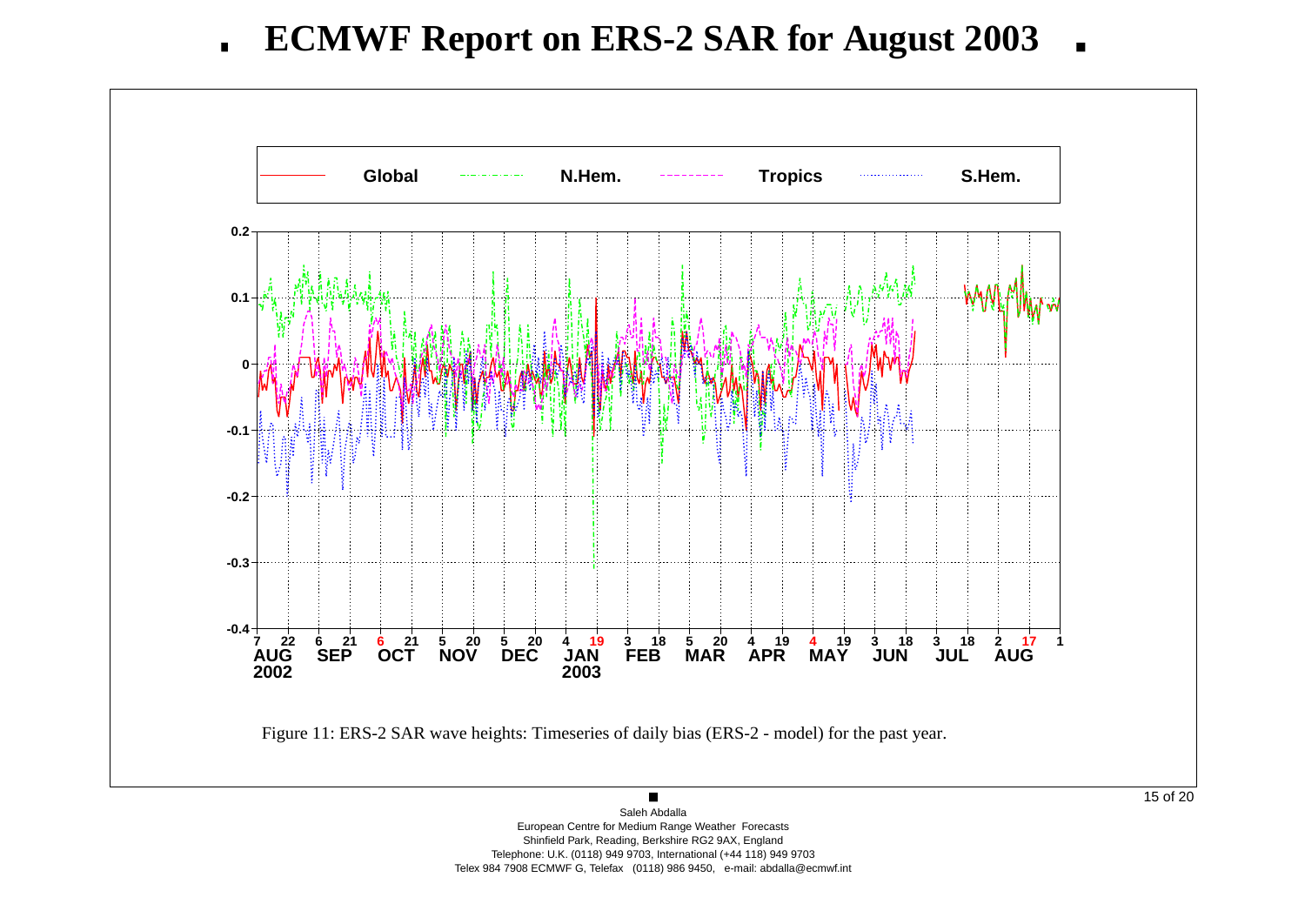# ECMWF Report on ERS-2 SAR for August 2003

Figure 11: ERS-2 SAR wave heights: Timeseries of daily bias (ERS-2 - model) for the past year.

Saleh Abdalla
European Centre for Medium Range Weather Forecasts
Shinfield Park, Reading, Berkshire RG2 9AX, England
Telephone: U.K. (0118) 949 9703, International (+44 118) 949 9703
Telex 984 7908 ECMWF G, Telefax (0118) 986 9450, e-mail: abdalla@ecmwf.int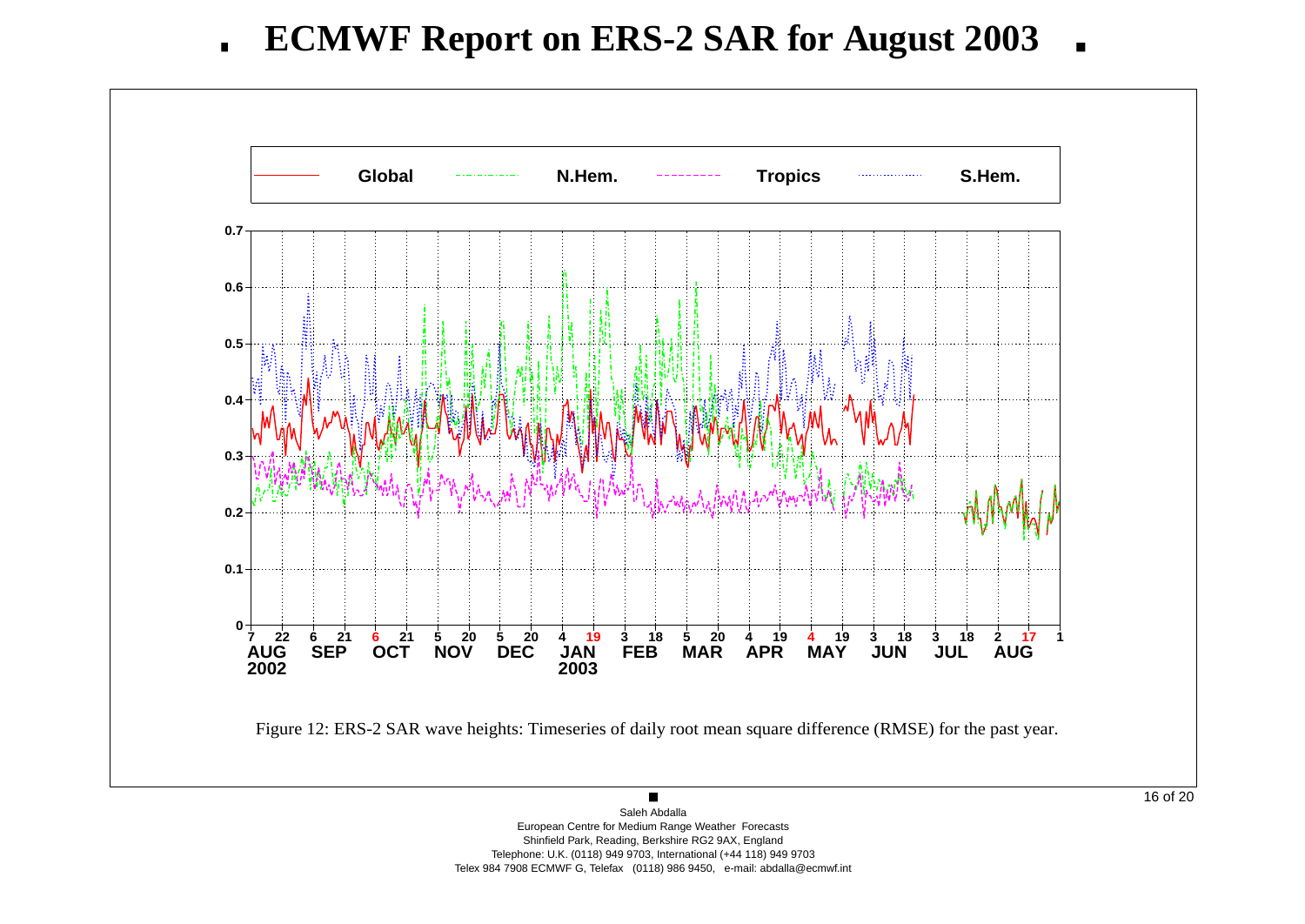# ECMWF Report on ERS-2 SAR for August 2003

Figure 12: ERS-2 SAR wave heights: Timeseries of daily root mean square difference (RMSE) for the past year.

Saleh Abdalla
European Centre for Medium Range Weather Forecasts
Shinfield Park, Reading, Berkshire RG2 9AX, England
Telephone: U.K. (0118) 949 9703, International (+44 118) 949 9703
Telex 984 7908 ECMWF G, Telefax (0118) 986 9450, e-mail: abdalla@ecmwf.int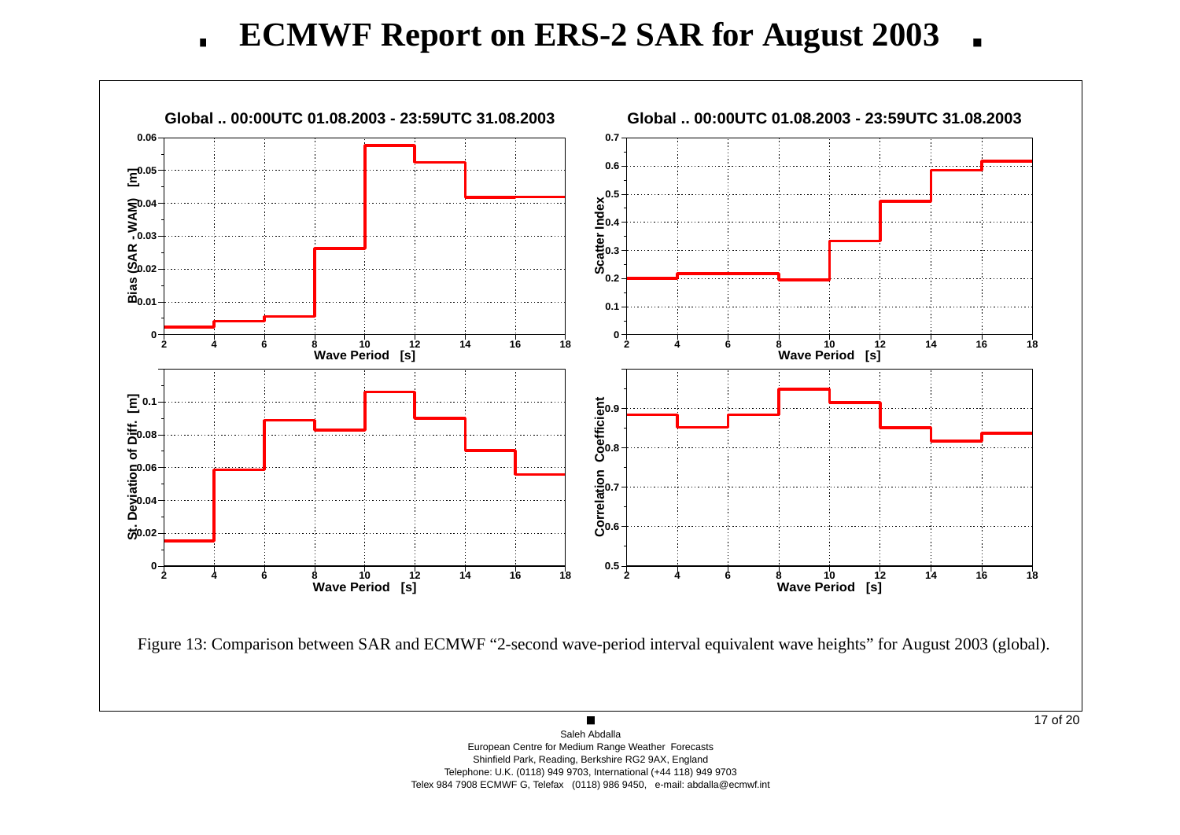# ECMWF Report on ERS-2 SAR for August 2003

Figure 13: Comparison between SAR and ECMWF “2-second wave-period interval equivalent wave heights” for August 2003 (global).

Saleh Abdalla
European Centre for Medium Range Weather Forecasts
Shinfield Park, Reading, Berkshire RG2 9AX, England
Telephone: U.K. (0118) 949 9703, International (+44 118) 949 9703
Telex 984 7908 ECMWF G, Telefax (0118) 986 9450, e-mail: abdalla@ecmwf.int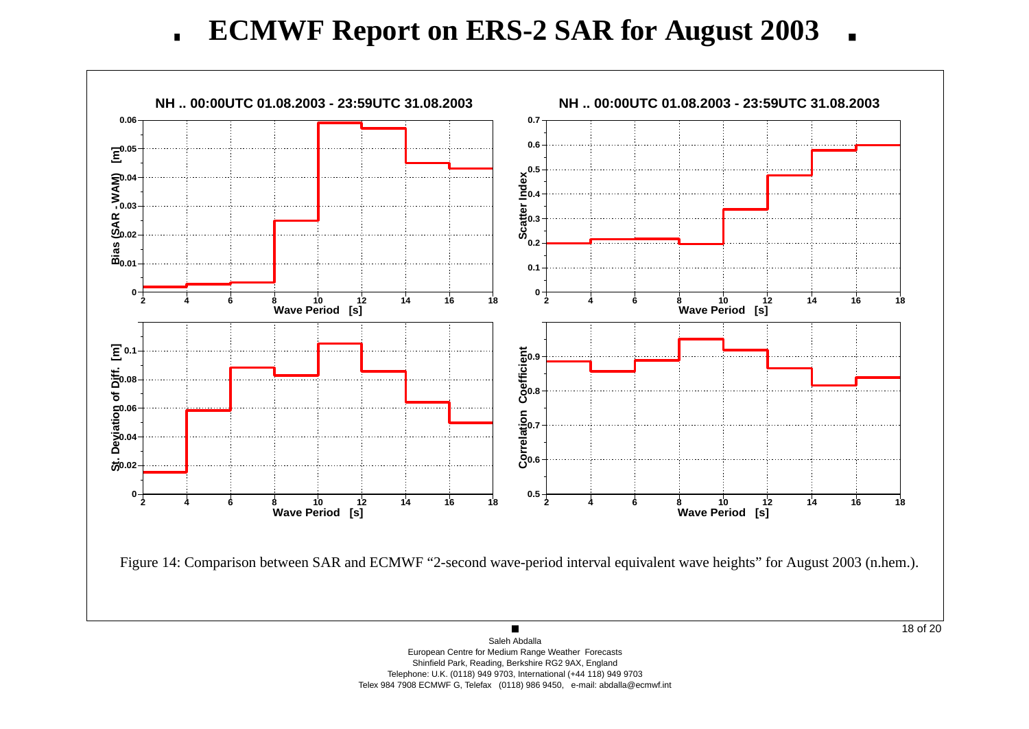# ECMWF Report on ERS-2 SAR for August 2003

Figure 14: Comparison between SAR and ECMWF "2-second wave-period interval equivalent wave heights" for August 2003 (n.hem.).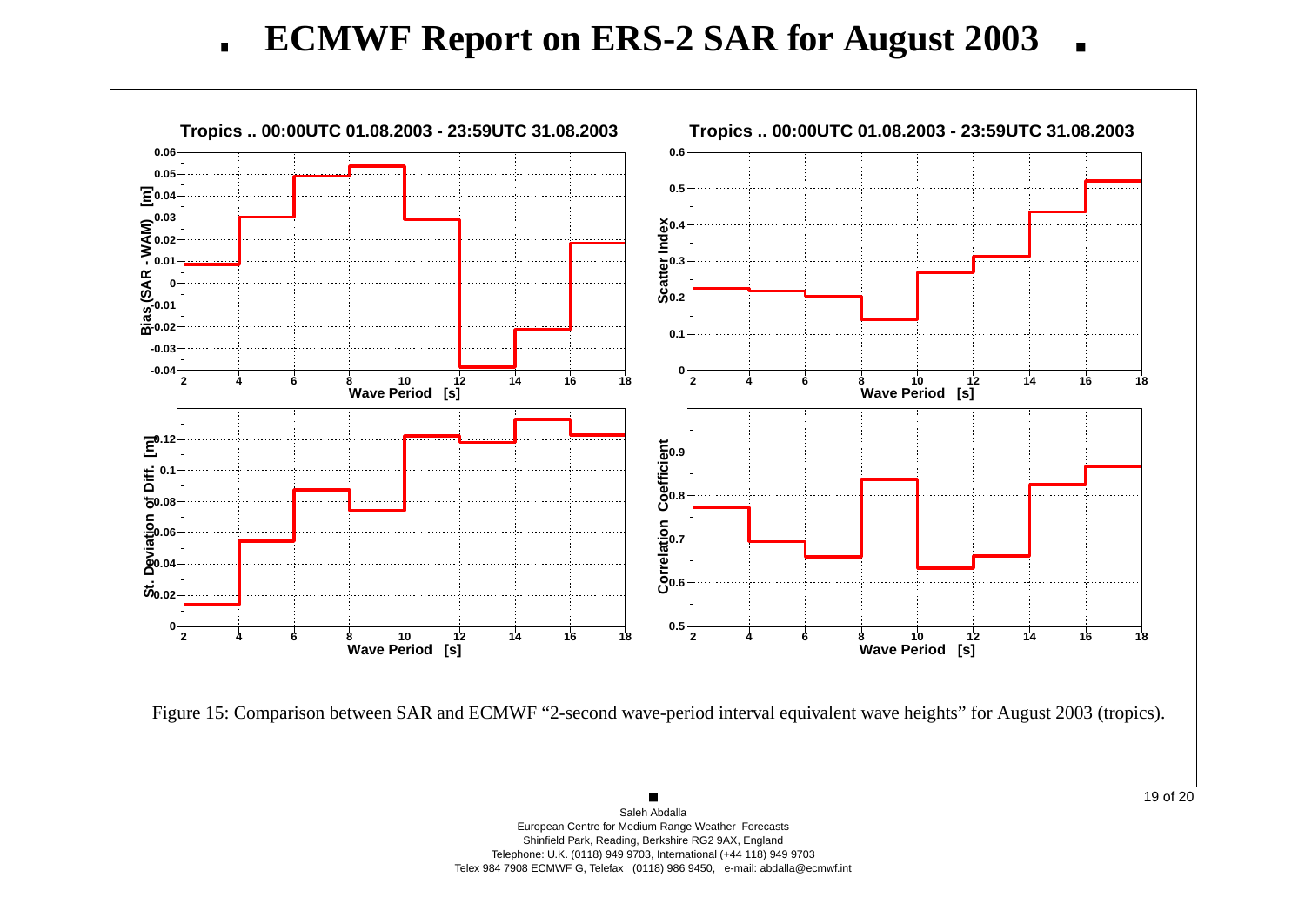# ECMWF Report on ERS-2 SAR for August 2003

Figure 15: Comparison between SAR and ECMWF "2-second wave-period interval equivalent wave heights" for August 2003 (tropics).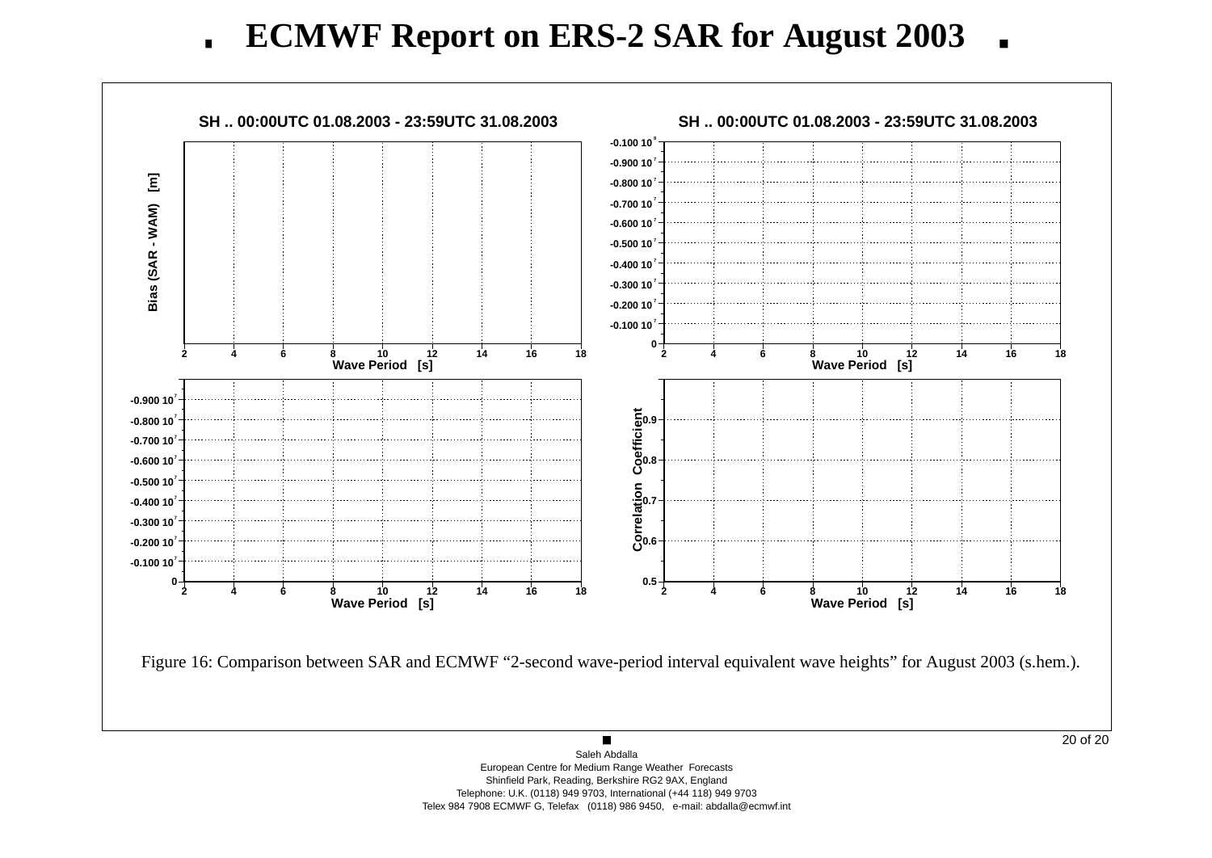# ECMWF Report on ERS-2 SAR for August 2003

SH .. 00:00UTC 01.08.2003 - 23:59UTC 31.08.2003

Bias (SAR - WAM) [m]

2 4 6 8 10 12 14 16 18

Wave Period [s]

SH .. 00:00UTC 01.08.2003 - 23:59UTC 31.08.2003

-0.100 $10^{8}$
-0.900 $10^{7}$
-0.800 $10^{7}$
-0.700 $10^{7}$
-0.600 $10^{7}$
-0.500 $10^{7}$
-0.400 $10^{7}$
-0.300 $10^{7}$
-0.200 $10^{7}$
-0.100 $10^{7}$
0

2 4 6 8 10 12 14 16 18

Wave Period [s]

-0.900 $10^{7}$
-0.800 $10^{7}$
-0.700 $10^{7}$
-0.600 $10^{7}$
-0.500 $10^{7}$
-0.400 $10^{7}$
-0.300 $10^{7}$
-0.200 $10^{7}$
-0.100 $10^{7}$
0

2 4 6 8 10 12 14 16 18

Wave Period [s]

Correlation Coefficient

0.9
0.8
0.7
0.6
0.5

2 4 6 8 10 12 14 16 18

Wave Period [s]

Figure 16: Comparison between SAR and ECMWF “2-second wave-period interval equivalent wave heights” for August 2003 (s.hem.).

Saleh Abdalla
European Centre for Medium Range Weather Forecasts
Shinfield Park, Reading, Berkshire RG2 9AX, England
Telephone: U.K. (0118) 949 9703, International (+44 118) 949 9703
Telex 984 7908 ECMWF G, Telefax (0118) 986 9450, e-mail: abdalla@ecmwf.int